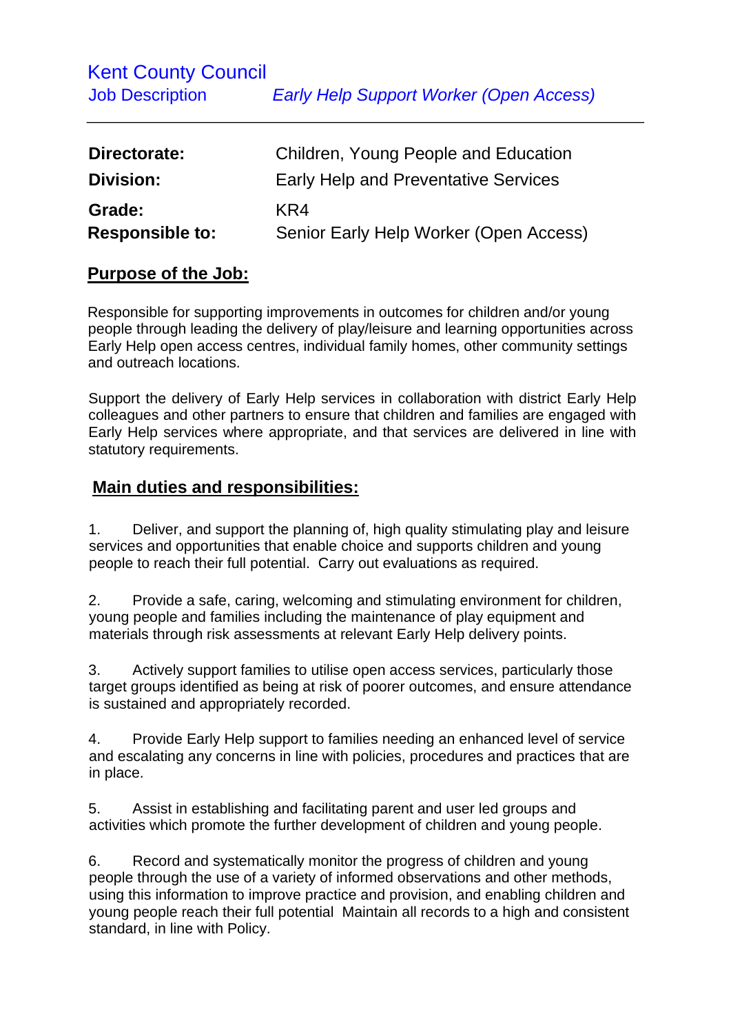# Kent County Council

## Job Description *Early Help Support Worker (Open Access)*

---

| | |
|---|---|
| **Directorate:** | Children, Young People and Education |
| **Division:** | Early Help and Preventative Services |
| **Grade:** | KR4 |
| **Responsible to:** | Senior Early Help Worker (Open Access) |

## Purpose of the Job:

Responsible for supporting improvements in outcomes for children and/or young people through leading the delivery of play/leisure and learning opportunities across Early Help open access centres, individual family homes, other community settings and outreach locations.

Support the delivery of Early Help services in collaboration with district Early Help colleagues and other partners to ensure that children and families are engaged with Early Help services where appropriate, and that services are delivered in line with statutory requirements.

## Main duties and responsibilities:

1. Deliver, and support the planning of, high quality stimulating play and leisure services and opportunities that enable choice and supports children and young people to reach their full potential. Carry out evaluations as required.

2. Provide a safe, caring, welcoming and stimulating environment for children, young people and families including the maintenance of play equipment and materials through risk assessments at relevant Early Help delivery points.

3. Actively support families to utilise open access services, particularly those target groups identified as being at risk of poorer outcomes, and ensure attendance is sustained and appropriately recorded.

4. Provide Early Help support to families needing an enhanced level of service and escalating any concerns in line with policies, procedures and practices that are in place.

5. Assist in establishing and facilitating parent and user led groups and activities which promote the further development of children and young people.

6. Record and systematically monitor the progress of children and young people through the use of a variety of informed observations and other methods, using this information to improve practice and provision, and enabling children and young people reach their full potential Maintain all records to a high and consistent standard, in line with Policy.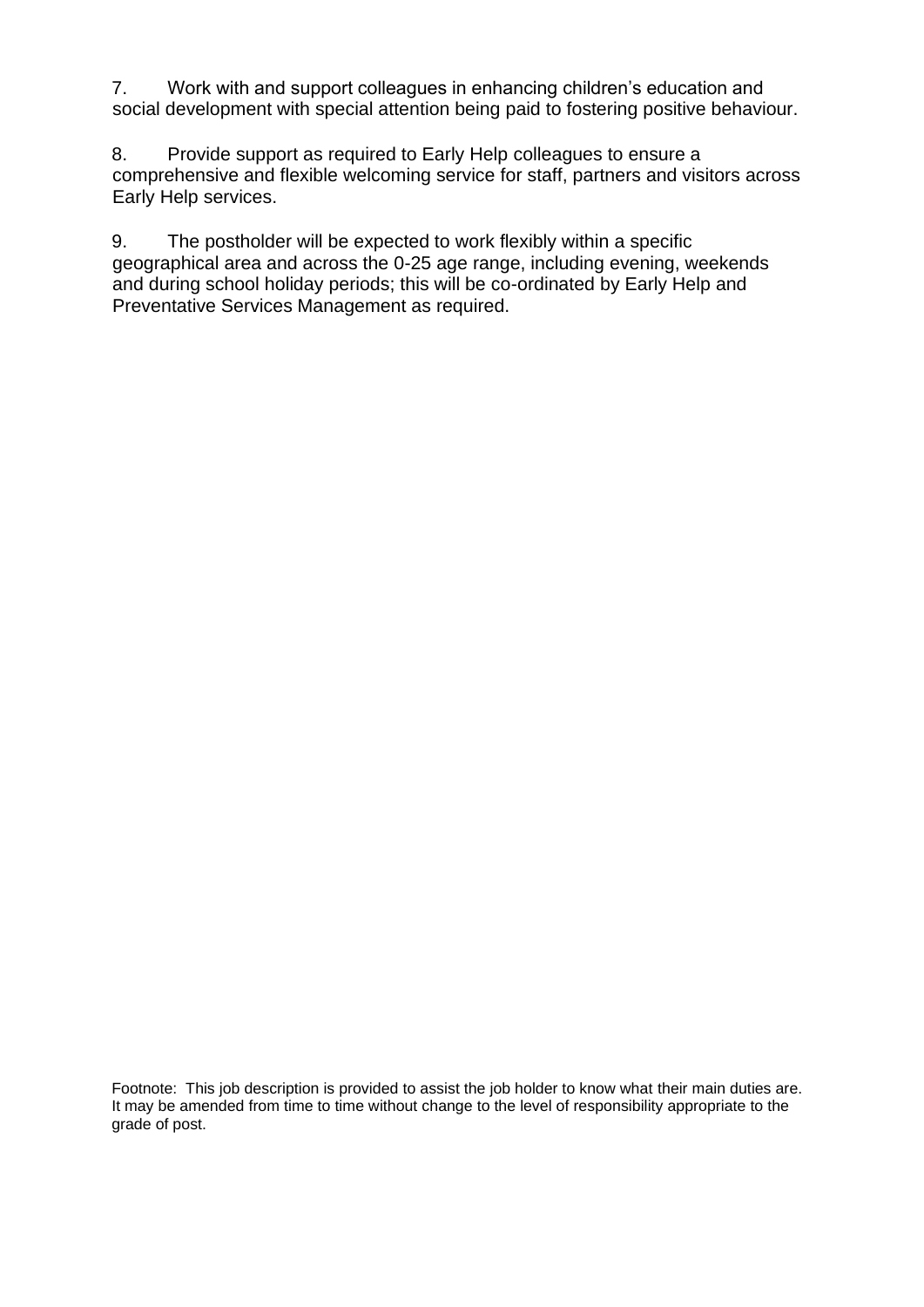7. Work with and support colleagues in enhancing children's education and social development with special attention being paid to fostering positive behaviour.

8. Provide support as required to Early Help colleagues to ensure a comprehensive and flexible welcoming service for staff, partners and visitors across Early Help services.

9. The postholder will be expected to work flexibly within a specific geographical area and across the 0-25 age range, including evening, weekends and during school holiday periods; this will be co-ordinated by Early Help and Preventative Services Management as required.

Footnote: This job description is provided to assist the job holder to know what their main duties are. It may be amended from time to time without change to the level of responsibility appropriate to the grade of post.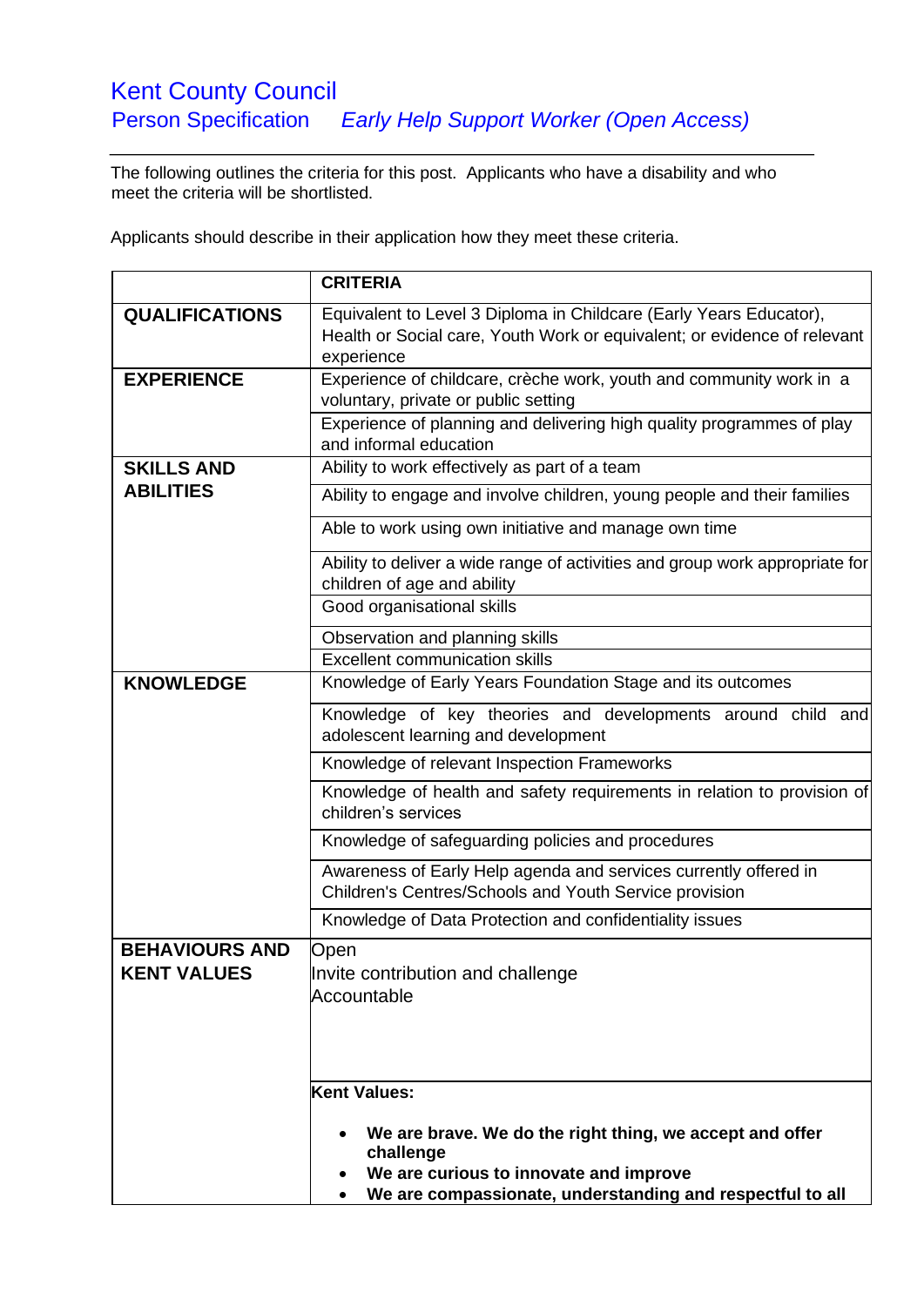# Kent County Council

## Person Specification *Early Help Support Worker (Open Access)*

The following outlines the criteria for this post. Applicants who have a disability and who meet the criteria will be shortlisted.

Applicants should describe in their application how they meet these criteria.

| | CRITERIA |
|---|---|
| **QUALIFICATIONS** | Equivalent to Level 3 Diploma in Childcare (Early Years Educator), Health or Social care, Youth Work or equivalent; or evidence of relevant experience |
| **EXPERIENCE** | Experience of childcare, crèche work, youth and community work in a voluntary, private or public setting |
| | Experience of planning and delivering high quality programmes of play and informal education |
| **SKILLS AND ABILITIES** | Ability to work effectively as part of a team |
| | Ability to engage and involve children, young people and their families |
| | Able to work using own initiative and manage own time |
| | Ability to deliver a wide range of activities and group work appropriate for children of age and ability |
| | Good organisational skills |
| | Observation and planning skills |
| | Excellent communication skills |
| **KNOWLEDGE** | Knowledge of Early Years Foundation Stage and its outcomes |
| | Knowledge of key theories and developments around child and adolescent learning and development |
| | Knowledge of relevant Inspection Frameworks |
| | Knowledge of health and safety requirements in relation to provision of children's services |
| | Knowledge of safeguarding policies and procedures |
| | Awareness of Early Help agenda and services currently offered in Children's Centres/Schools and Youth Service provision |
| | Knowledge of Data Protection and confidentiality issues |
| **BEHAVIOURS AND KENT VALUES** | Open<br>Invite contribution and challenge<br>Accountable |
| | **Kent Values:**<br>• **We are brave. We do the right thing, we accept and offer challenge**<br>• **We are curious to innovate and improve**<br>• **We are compassionate, understanding and respectful to all** |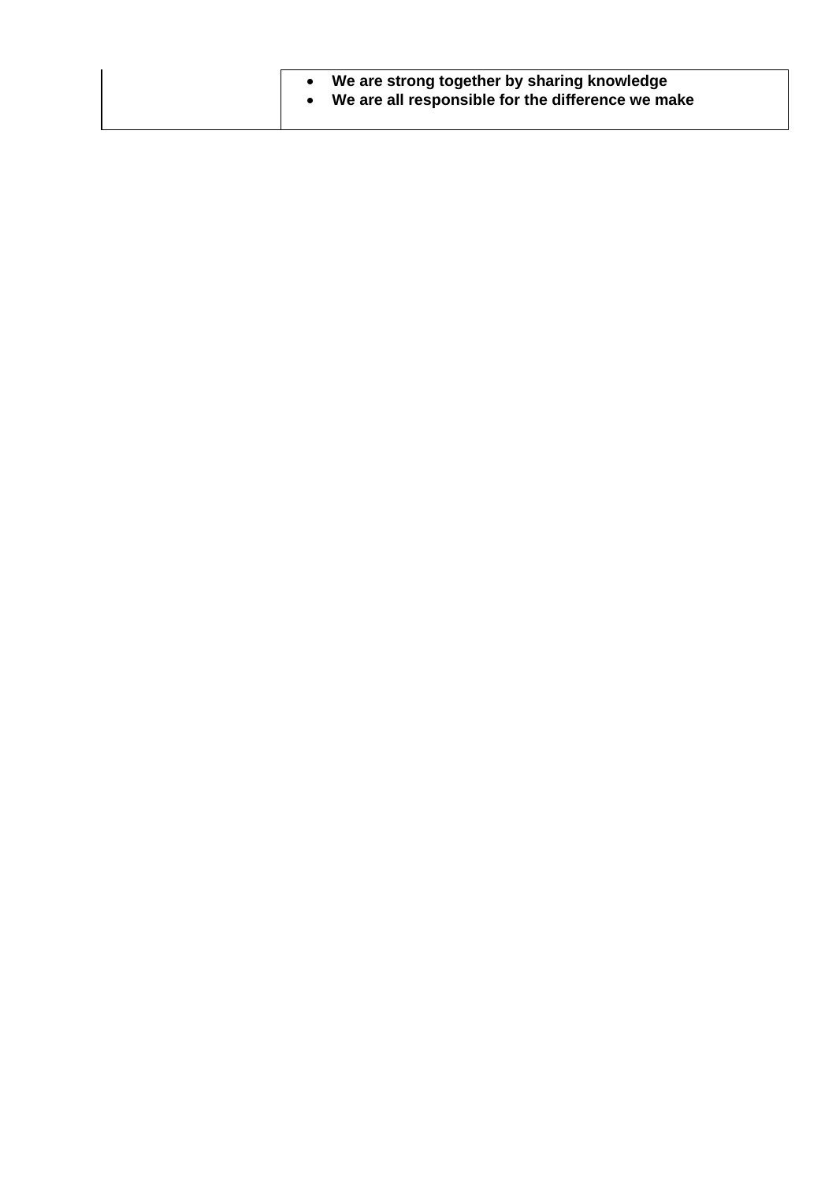| | |
|---|---|
| | • **We are strong together by sharing knowledge**<br>• **We are all responsible for the difference we make** |